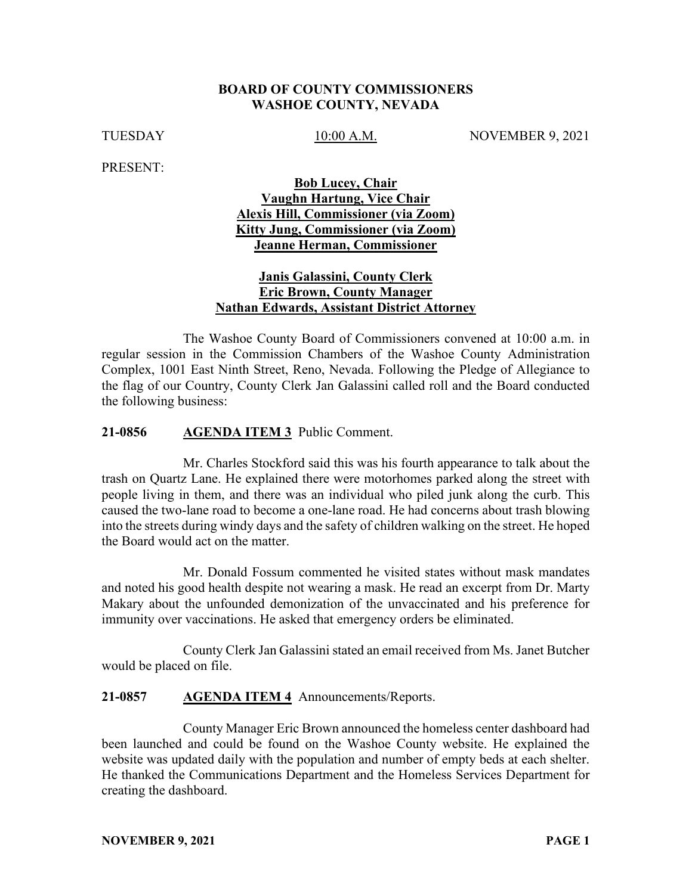# BOARD OF COUNTY COMMISSIONERS
# WASHOE COUNTY, NEVADA

TUESDAY 10:00 A.M. NOVEMBER 9, 2021

PRESENT:

**Bob Lucey, Chair**
**Vaughn Hartung, Vice Chair**
**Alexis Hill, Commissioner (via Zoom)**
**Kitty Jung, Commissioner (via Zoom)**
**Jeanne Herman, Commissioner**

**Janis Galassini, County Clerk**
**Eric Brown, County Manager**
**Nathan Edwards, Assistant District Attorney**

The Washoe County Board of Commissioners convened at 10:00 a.m. in regular session in the Commission Chambers of the Washoe County Administration Complex, 1001 East Ninth Street, Reno, Nevada. Following the Pledge of Allegiance to the flag of our Country, County Clerk Jan Galassini called roll and the Board conducted the following business:

**21-0856 AGENDA ITEM 3** Public Comment.

Mr. Charles Stockford said this was his fourth appearance to talk about the trash on Quartz Lane. He explained there were motorhomes parked along the street with people living in them, and there was an individual who piled junk along the curb. This caused the two-lane road to become a one-lane road. He had concerns about trash blowing into the streets during windy days and the safety of children walking on the street. He hoped the Board would act on the matter.

Mr. Donald Fossum commented he visited states without mask mandates and noted his good health despite not wearing a mask. He read an excerpt from Dr. Marty Makary about the unfounded demonization of the unvaccinated and his preference for immunity over vaccinations. He asked that emergency orders be eliminated.

County Clerk Jan Galassini stated an email received from Ms. Janet Butcher would be placed on file.

**21-0857 AGENDA ITEM 4** Announcements/Reports.

County Manager Eric Brown announced the homeless center dashboard had been launched and could be found on the Washoe County website. He explained the website was updated daily with the population and number of empty beds at each shelter. He thanked the Communications Department and the Homeless Services Department for creating the dashboard.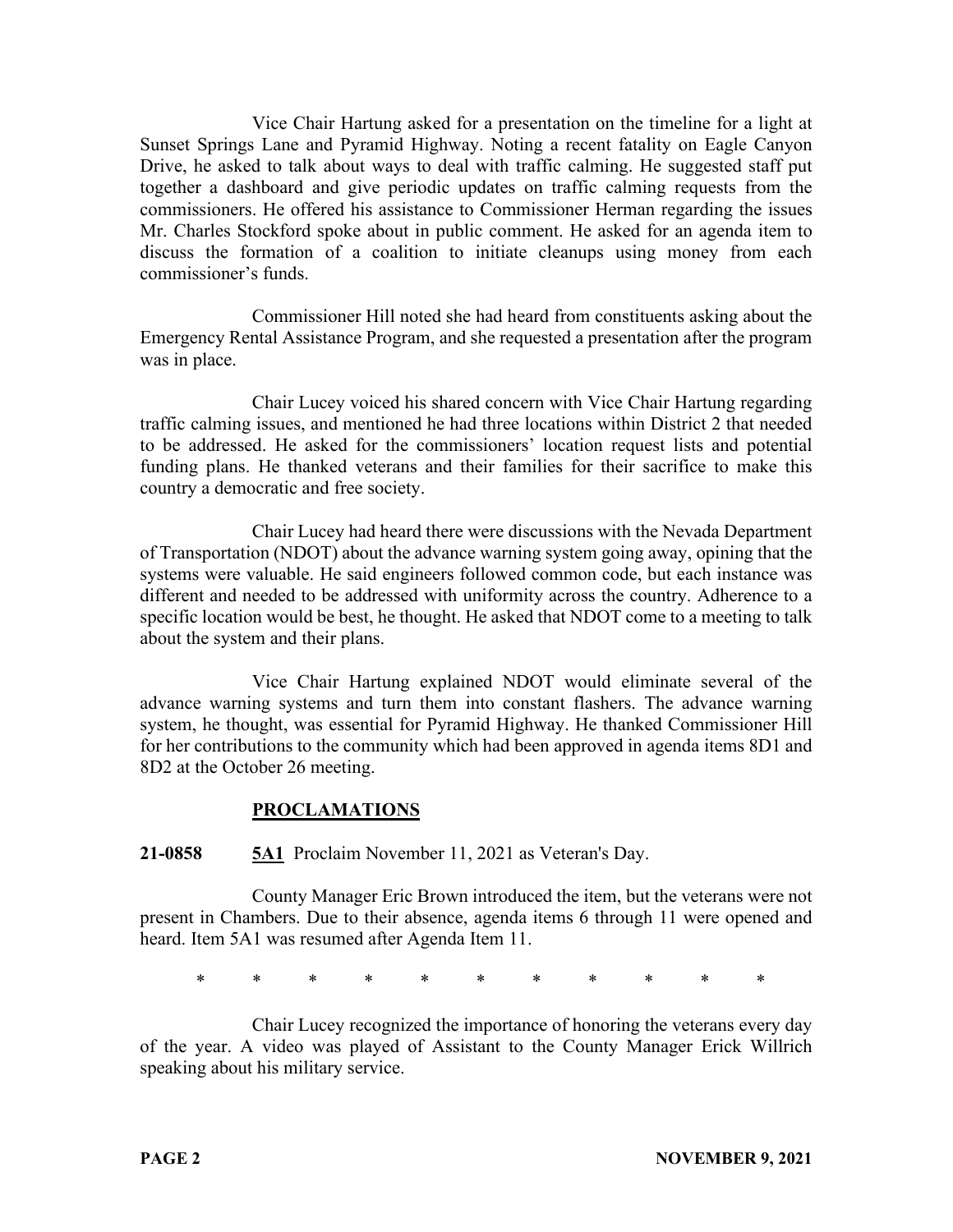Vice Chair Hartung asked for a presentation on the timeline for a light at Sunset Springs Lane and Pyramid Highway. Noting a recent fatality on Eagle Canyon Drive, he asked to talk about ways to deal with traffic calming. He suggested staff put together a dashboard and give periodic updates on traffic calming requests from the commissioners. He offered his assistance to Commissioner Herman regarding the issues Mr. Charles Stockford spoke about in public comment. He asked for an agenda item to discuss the formation of a coalition to initiate cleanups using money from each commissioner's funds.

Commissioner Hill noted she had heard from constituents asking about the Emergency Rental Assistance Program, and she requested a presentation after the program was in place.

Chair Lucey voiced his shared concern with Vice Chair Hartung regarding traffic calming issues, and mentioned he had three locations within District 2 that needed to be addressed. He asked for the commissioners' location request lists and potential funding plans. He thanked veterans and their families for their sacrifice to make this country a democratic and free society.

Chair Lucey had heard there were discussions with the Nevada Department of Transportation (NDOT) about the advance warning system going away, opining that the systems were valuable. He said engineers followed common code, but each instance was different and needed to be addressed with uniformity across the country. Adherence to a specific location would be best, he thought. He asked that NDOT come to a meeting to talk about the system and their plans.

Vice Chair Hartung explained NDOT would eliminate several of the advance warning systems and turn them into constant flashers. The advance warning system, he thought, was essential for Pyramid Highway. He thanked Commissioner Hill for her contributions to the community which had been approved in agenda items 8D1 and 8D2 at the October 26 meeting.

## PROCLAMATIONS

**21-0858** **5A1** Proclaim November 11, 2021 as Veteran's Day.

County Manager Eric Brown introduced the item, but the veterans were not present in Chambers. Due to their absence, agenda items 6 through 11 were opened and heard. Item 5A1 was resumed after Agenda Item 11.

\* \* \* \* \* \* \* \* \* \* \*

Chair Lucey recognized the importance of honoring the veterans every day of the year. A video was played of Assistant to the County Manager Erick Willrich speaking about his military service.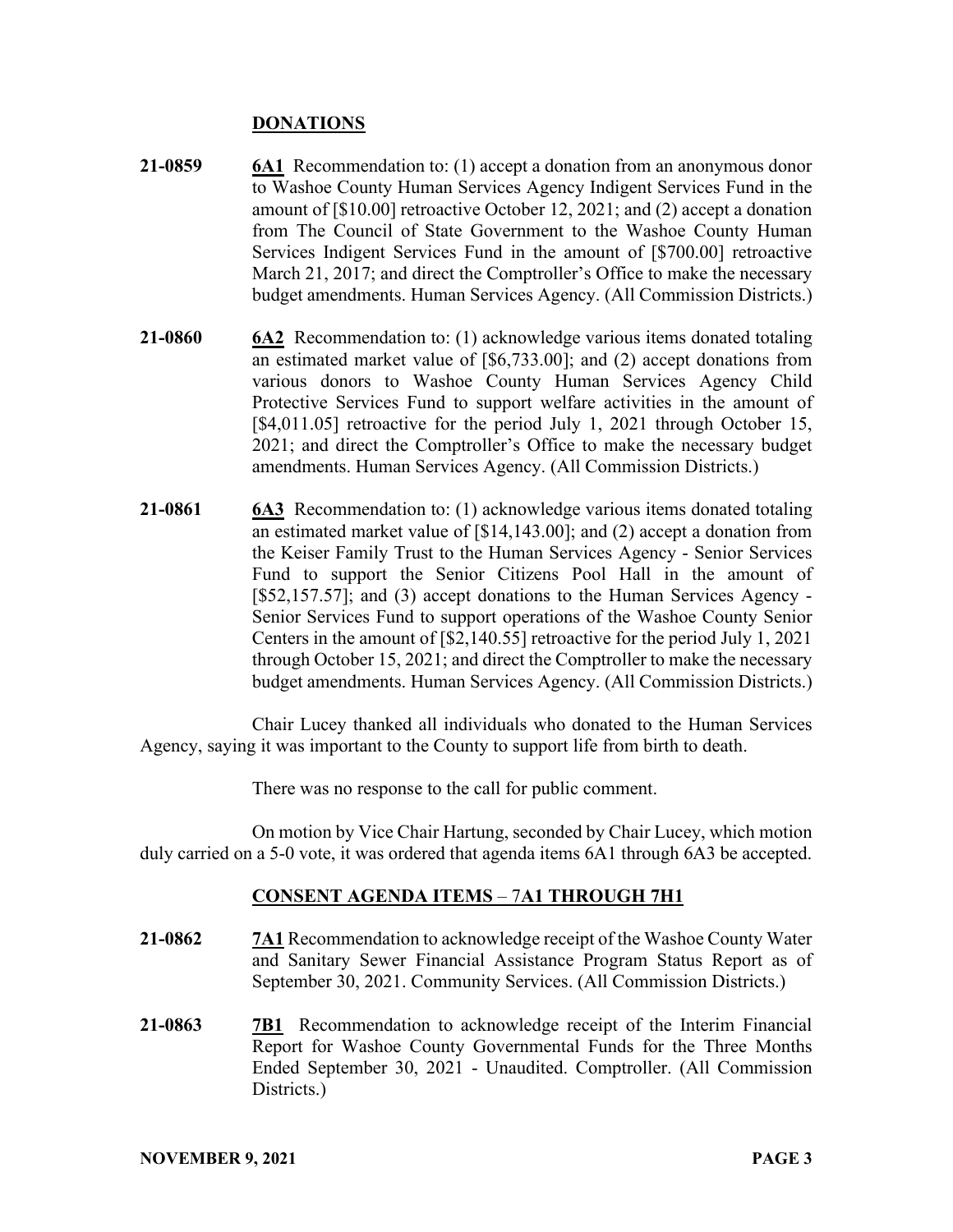## DONATIONS

**21-0859** **6A1** Recommendation to: (1) accept a donation from an anonymous donor to Washoe County Human Services Agency Indigent Services Fund in the amount of [$10.00] retroactive October 12, 2021; and (2) accept a donation from The Council of State Government to the Washoe County Human Services Indigent Services Fund in the amount of [$700.00] retroactive March 21, 2017; and direct the Comptroller's Office to make the necessary budget amendments. Human Services Agency. (All Commission Districts.)

**21-0860** **6A2** Recommendation to: (1) acknowledge various items donated totaling an estimated market value of [$6,733.00]; and (2) accept donations from various donors to Washoe County Human Services Agency Child Protective Services Fund to support welfare activities in the amount of [$4,011.05] retroactive for the period July 1, 2021 through October 15, 2021; and direct the Comptroller's Office to make the necessary budget amendments. Human Services Agency. (All Commission Districts.)

**21-0861** **6A3** Recommendation to: (1) acknowledge various items donated totaling an estimated market value of [$14,143.00]; and (2) accept a donation from the Keiser Family Trust to the Human Services Agency - Senior Services Fund to support the Senior Citizens Pool Hall in the amount of [$52,157.57]; and (3) accept donations to the Human Services Agency - Senior Services Fund to support operations of the Washoe County Senior Centers in the amount of [$2,140.55] retroactive for the period July 1, 2021 through October 15, 2021; and direct the Comptroller to make the necessary budget amendments. Human Services Agency. (All Commission Districts.)

Chair Lucey thanked all individuals who donated to the Human Services Agency, saying it was important to the County to support life from birth to death.

There was no response to the call for public comment.

On motion by Vice Chair Hartung, seconded by Chair Lucey, which motion duly carried on a 5-0 vote, it was ordered that agenda items 6A1 through 6A3 be accepted.

## CONSENT AGENDA ITEMS – 7A1 THROUGH 7H1

**21-0862** **7A1** Recommendation to acknowledge receipt of the Washoe County Water and Sanitary Sewer Financial Assistance Program Status Report as of September 30, 2021. Community Services. (All Commission Districts.)

**21-0863** **7B1** Recommendation to acknowledge receipt of the Interim Financial Report for Washoe County Governmental Funds for the Three Months Ended September 30, 2021 - Unaudited. Comptroller. (All Commission Districts.)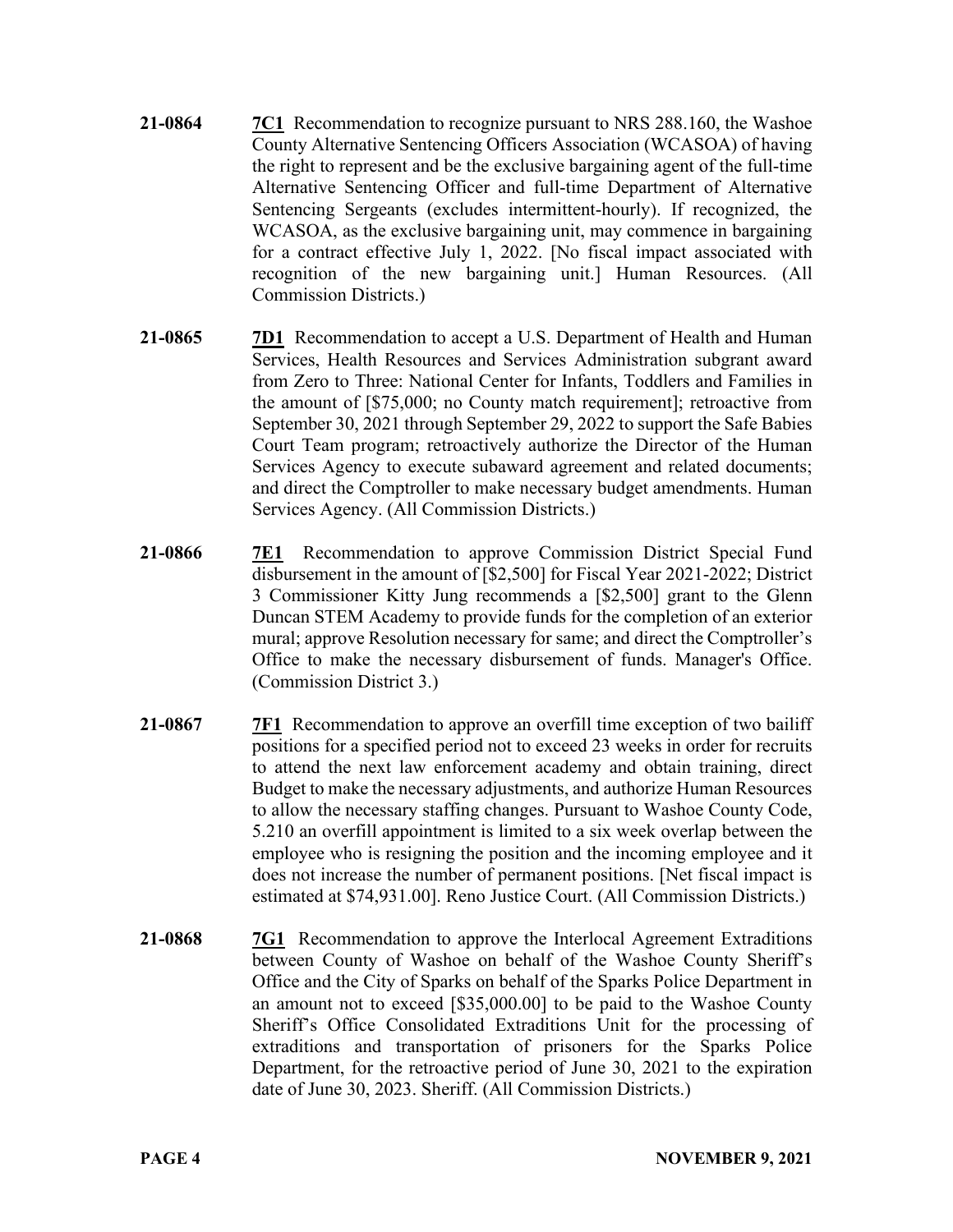**21-0864** **7C1** Recommendation to recognize pursuant to NRS 288.160, the Washoe County Alternative Sentencing Officers Association (WCASOA) of having the right to represent and be the exclusive bargaining agent of the full-time Alternative Sentencing Officer and full-time Department of Alternative Sentencing Sergeants (excludes intermittent-hourly). If recognized, the WCASOA, as the exclusive bargaining unit, may commence in bargaining for a contract effective July 1, 2022. [No fiscal impact associated with recognition of the new bargaining unit.] Human Resources. (All Commission Districts.)

**21-0865** **7D1** Recommendation to accept a U.S. Department of Health and Human Services, Health Resources and Services Administration subgrant award from Zero to Three: National Center for Infants, Toddlers and Families in the amount of [$75,000; no County match requirement]; retroactive from September 30, 2021 through September 29, 2022 to support the Safe Babies Court Team program; retroactively authorize the Director of the Human Services Agency to execute subaward agreement and related documents; and direct the Comptroller to make necessary budget amendments. Human Services Agency. (All Commission Districts.)

**21-0866** **7E1** Recommendation to approve Commission District Special Fund disbursement in the amount of [$2,500] for Fiscal Year 2021-2022; District 3 Commissioner Kitty Jung recommends a [$2,500] grant to the Glenn Duncan STEM Academy to provide funds for the completion of an exterior mural; approve Resolution necessary for same; and direct the Comptroller's Office to make the necessary disbursement of funds. Manager's Office. (Commission District 3.)

**21-0867** **7F1** Recommendation to approve an overfill time exception of two bailiff positions for a specified period not to exceed 23 weeks in order for recruits to attend the next law enforcement academy and obtain training, direct Budget to make the necessary adjustments, and authorize Human Resources to allow the necessary staffing changes. Pursuant to Washoe County Code, 5.210 an overfill appointment is limited to a six week overlap between the employee who is resigning the position and the incoming employee and it does not increase the number of permanent positions. [Net fiscal impact is estimated at $74,931.00]. Reno Justice Court. (All Commission Districts.)

**21-0868** **7G1** Recommendation to approve the Interlocal Agreement Extraditions between County of Washoe on behalf of the Washoe County Sheriff's Office and the City of Sparks on behalf of the Sparks Police Department in an amount not to exceed [$35,000.00] to be paid to the Washoe County Sheriff's Office Consolidated Extraditions Unit for the processing of extraditions and transportation of prisoners for the Sparks Police Department, for the retroactive period of June 30, 2021 to the expiration date of June 30, 2023. Sheriff. (All Commission Districts.)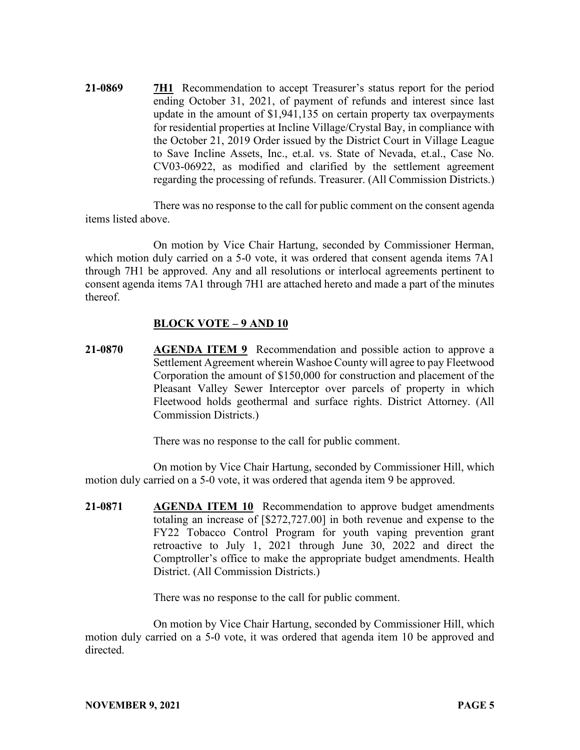**21-0869** **7H1** Recommendation to accept Treasurer's status report for the period ending October 31, 2021, of payment of refunds and interest since last update in the amount of $1,941,135 on certain property tax overpayments for residential properties at Incline Village/Crystal Bay, in compliance with the October 21, 2019 Order issued by the District Court in Village League to Save Incline Assets, Inc., et.al. vs. State of Nevada, et.al., Case No. CV03-06922, as modified and clarified by the settlement agreement regarding the processing of refunds. Treasurer. (All Commission Districts.)

There was no response to the call for public comment on the consent agenda items listed above.

On motion by Vice Chair Hartung, seconded by Commissioner Herman, which motion duly carried on a 5-0 vote, it was ordered that consent agenda items 7A1 through 7H1 be approved. Any and all resolutions or interlocal agreements pertinent to consent agenda items 7A1 through 7H1 are attached hereto and made a part of the minutes thereof.

## BLOCK VOTE – 9 AND 10

**21-0870** **AGENDA ITEM 9** Recommendation and possible action to approve a Settlement Agreement wherein Washoe County will agree to pay Fleetwood Corporation the amount of $150,000 for construction and placement of the Pleasant Valley Sewer Interceptor over parcels of property in which Fleetwood holds geothermal and surface rights. District Attorney. (All Commission Districts.)

There was no response to the call for public comment.

On motion by Vice Chair Hartung, seconded by Commissioner Hill, which motion duly carried on a 5-0 vote, it was ordered that agenda item 9 be approved.

**21-0871** **AGENDA ITEM 10** Recommendation to approve budget amendments totaling an increase of [$272,727.00] in both revenue and expense to the FY22 Tobacco Control Program for youth vaping prevention grant retroactive to July 1, 2021 through June 30, 2022 and direct the Comptroller's office to make the appropriate budget amendments. Health District. (All Commission Districts.)

There was no response to the call for public comment.

On motion by Vice Chair Hartung, seconded by Commissioner Hill, which motion duly carried on a 5-0 vote, it was ordered that agenda item 10 be approved and directed.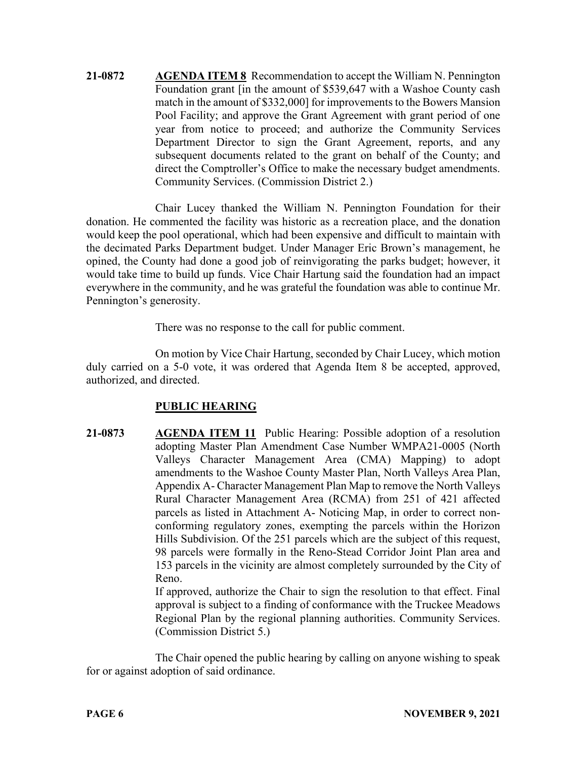**21-0872** **AGENDA ITEM 8** Recommendation to accept the William N. Pennington Foundation grant [in the amount of $539,647 with a Washoe County cash match in the amount of $332,000] for improvements to the Bowers Mansion Pool Facility; and approve the Grant Agreement with grant period of one year from notice to proceed; and authorize the Community Services Department Director to sign the Grant Agreement, reports, and any subsequent documents related to the grant on behalf of the County; and direct the Comptroller's Office to make the necessary budget amendments. Community Services. (Commission District 2.)

Chair Lucey thanked the William N. Pennington Foundation for their donation. He commented the facility was historic as a recreation place, and the donation would keep the pool operational, which had been expensive and difficult to maintain with the decimated Parks Department budget. Under Manager Eric Brown's management, he opined, the County had done a good job of reinvigorating the parks budget; however, it would take time to build up funds. Vice Chair Hartung said the foundation had an impact everywhere in the community, and he was grateful the foundation was able to continue Mr. Pennington's generosity.

There was no response to the call for public comment.

On motion by Vice Chair Hartung, seconded by Chair Lucey, which motion duly carried on a 5-0 vote, it was ordered that Agenda Item 8 be accepted, approved, authorized, and directed.

## PUBLIC HEARING

**21-0873** **AGENDA ITEM 11** Public Hearing: Possible adoption of a resolution adopting Master Plan Amendment Case Number WMPA21-0005 (North Valleys Character Management Area (CMA) Mapping) to adopt amendments to the Washoe County Master Plan, North Valleys Area Plan, Appendix A- Character Management Plan Map to remove the North Valleys Rural Character Management Area (RCMA) from 251 of 421 affected parcels as listed in Attachment A- Noticing Map, in order to correct non-conforming regulatory zones, exempting the parcels within the Horizon Hills Subdivision. Of the 251 parcels which are the subject of this request, 98 parcels were formally in the Reno-Stead Corridor Joint Plan area and 153 parcels in the vicinity are almost completely surrounded by the City of Reno.

If approved, authorize the Chair to sign the resolution to that effect. Final approval is subject to a finding of conformance with the Truckee Meadows Regional Plan by the regional planning authorities. Community Services. (Commission District 5.)

The Chair opened the public hearing by calling on anyone wishing to speak for or against adoption of said ordinance.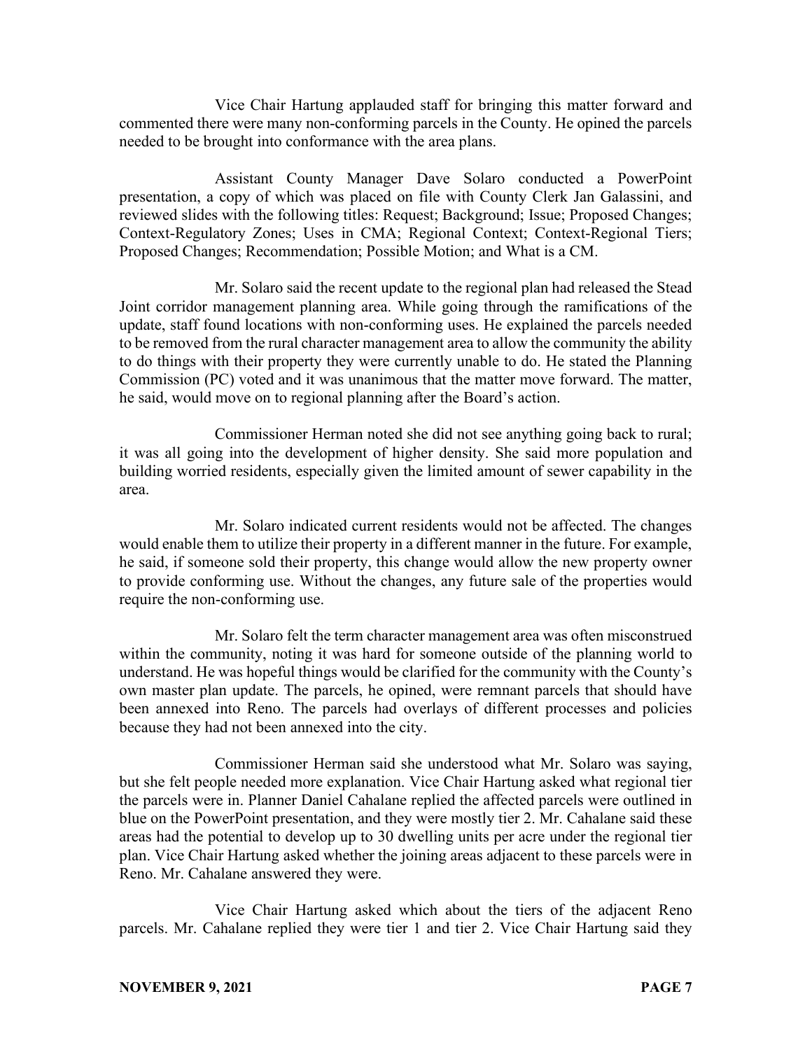Vice Chair Hartung applauded staff for bringing this matter forward and commented there were many non-conforming parcels in the County. He opined the parcels needed to be brought into conformance with the area plans.

Assistant County Manager Dave Solaro conducted a PowerPoint presentation, a copy of which was placed on file with County Clerk Jan Galassini, and reviewed slides with the following titles: Request; Background; Issue; Proposed Changes; Context-Regulatory Zones; Uses in CMA; Regional Context; Context-Regional Tiers; Proposed Changes; Recommendation; Possible Motion; and What is a CM.

Mr. Solaro said the recent update to the regional plan had released the Stead Joint corridor management planning area. While going through the ramifications of the update, staff found locations with non-conforming uses. He explained the parcels needed to be removed from the rural character management area to allow the community the ability to do things with their property they were currently unable to do. He stated the Planning Commission (PC) voted and it was unanimous that the matter move forward. The matter, he said, would move on to regional planning after the Board's action.

Commissioner Herman noted she did not see anything going back to rural; it was all going into the development of higher density. She said more population and building worried residents, especially given the limited amount of sewer capability in the area.

Mr. Solaro indicated current residents would not be affected. The changes would enable them to utilize their property in a different manner in the future. For example, he said, if someone sold their property, this change would allow the new property owner to provide conforming use. Without the changes, any future sale of the properties would require the non-conforming use.

Mr. Solaro felt the term character management area was often misconstrued within the community, noting it was hard for someone outside of the planning world to understand. He was hopeful things would be clarified for the community with the County's own master plan update. The parcels, he opined, were remnant parcels that should have been annexed into Reno. The parcels had overlays of different processes and policies because they had not been annexed into the city.

Commissioner Herman said she understood what Mr. Solaro was saying, but she felt people needed more explanation. Vice Chair Hartung asked what regional tier the parcels were in. Planner Daniel Cahalane replied the affected parcels were outlined in blue on the PowerPoint presentation, and they were mostly tier 2. Mr. Cahalane said these areas had the potential to develop up to 30 dwelling units per acre under the regional tier plan. Vice Chair Hartung asked whether the joining areas adjacent to these parcels were in Reno. Mr. Cahalane answered they were.

Vice Chair Hartung asked which about the tiers of the adjacent Reno parcels. Mr. Cahalane replied they were tier 1 and tier 2. Vice Chair Hartung said they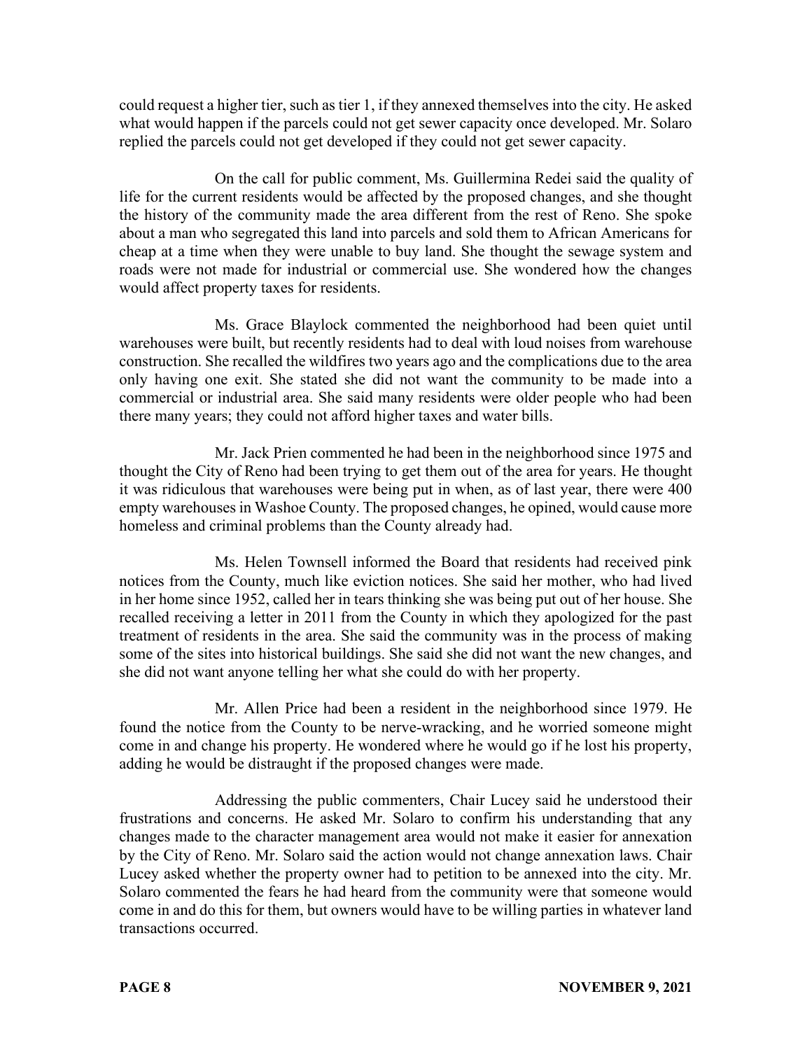could request a higher tier, such as tier 1, if they annexed themselves into the city. He asked what would happen if the parcels could not get sewer capacity once developed. Mr. Solaro replied the parcels could not get developed if they could not get sewer capacity.

On the call for public comment, Ms. Guillermina Redei said the quality of life for the current residents would be affected by the proposed changes, and she thought the history of the community made the area different from the rest of Reno. She spoke about a man who segregated this land into parcels and sold them to African Americans for cheap at a time when they were unable to buy land. She thought the sewage system and roads were not made for industrial or commercial use. She wondered how the changes would affect property taxes for residents.

Ms. Grace Blaylock commented the neighborhood had been quiet until warehouses were built, but recently residents had to deal with loud noises from warehouse construction. She recalled the wildfires two years ago and the complications due to the area only having one exit. She stated she did not want the community to be made into a commercial or industrial area. She said many residents were older people who had been there many years; they could not afford higher taxes and water bills.

Mr. Jack Prien commented he had been in the neighborhood since 1975 and thought the City of Reno had been trying to get them out of the area for years. He thought it was ridiculous that warehouses were being put in when, as of last year, there were 400 empty warehouses in Washoe County. The proposed changes, he opined, would cause more homeless and criminal problems than the County already had.

Ms. Helen Townsell informed the Board that residents had received pink notices from the County, much like eviction notices. She said her mother, who had lived in her home since 1952, called her in tears thinking she was being put out of her house. She recalled receiving a letter in 2011 from the County in which they apologized for the past treatment of residents in the area. She said the community was in the process of making some of the sites into historical buildings. She said she did not want the new changes, and she did not want anyone telling her what she could do with her property.

Mr. Allen Price had been a resident in the neighborhood since 1979. He found the notice from the County to be nerve-wracking, and he worried someone might come in and change his property. He wondered where he would go if he lost his property, adding he would be distraught if the proposed changes were made.

Addressing the public commenters, Chair Lucey said he understood their frustrations and concerns. He asked Mr. Solaro to confirm his understanding that any changes made to the character management area would not make it easier for annexation by the City of Reno. Mr. Solaro said the action would not change annexation laws. Chair Lucey asked whether the property owner had to petition to be annexed into the city. Mr. Solaro commented the fears he had heard from the community were that someone would come in and do this for them, but owners would have to be willing parties in whatever land transactions occurred.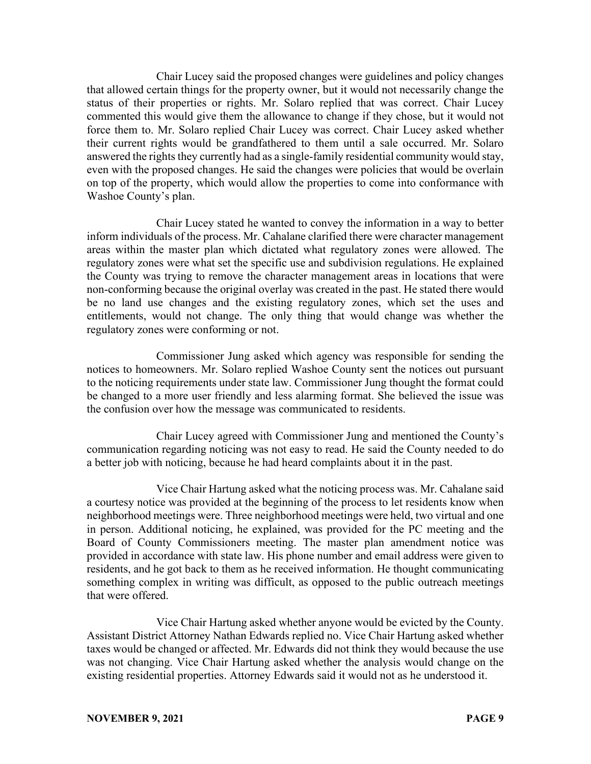Chair Lucey said the proposed changes were guidelines and policy changes that allowed certain things for the property owner, but it would not necessarily change the status of their properties or rights. Mr. Solaro replied that was correct. Chair Lucey commented this would give them the allowance to change if they chose, but it would not force them to. Mr. Solaro replied Chair Lucey was correct. Chair Lucey asked whether their current rights would be grandfathered to them until a sale occurred. Mr. Solaro answered the rights they currently had as a single-family residential community would stay, even with the proposed changes. He said the changes were policies that would be overlain on top of the property, which would allow the properties to come into conformance with Washoe County's plan.

Chair Lucey stated he wanted to convey the information in a way to better inform individuals of the process. Mr. Cahalane clarified there were character management areas within the master plan which dictated what regulatory zones were allowed. The regulatory zones were what set the specific use and subdivision regulations. He explained the County was trying to remove the character management areas in locations that were non-conforming because the original overlay was created in the past. He stated there would be no land use changes and the existing regulatory zones, which set the uses and entitlements, would not change. The only thing that would change was whether the regulatory zones were conforming or not.

Commissioner Jung asked which agency was responsible for sending the notices to homeowners. Mr. Solaro replied Washoe County sent the notices out pursuant to the noticing requirements under state law. Commissioner Jung thought the format could be changed to a more user friendly and less alarming format. She believed the issue was the confusion over how the message was communicated to residents.

Chair Lucey agreed with Commissioner Jung and mentioned the County's communication regarding noticing was not easy to read. He said the County needed to do a better job with noticing, because he had heard complaints about it in the past.

Vice Chair Hartung asked what the noticing process was. Mr. Cahalane said a courtesy notice was provided at the beginning of the process to let residents know when neighborhood meetings were. Three neighborhood meetings were held, two virtual and one in person. Additional noticing, he explained, was provided for the PC meeting and the Board of County Commissioners meeting. The master plan amendment notice was provided in accordance with state law. His phone number and email address were given to residents, and he got back to them as he received information. He thought communicating something complex in writing was difficult, as opposed to the public outreach meetings that were offered.

Vice Chair Hartung asked whether anyone would be evicted by the County. Assistant District Attorney Nathan Edwards replied no. Vice Chair Hartung asked whether taxes would be changed or affected. Mr. Edwards did not think they would because the use was not changing. Vice Chair Hartung asked whether the analysis would change on the existing residential properties. Attorney Edwards said it would not as he understood it.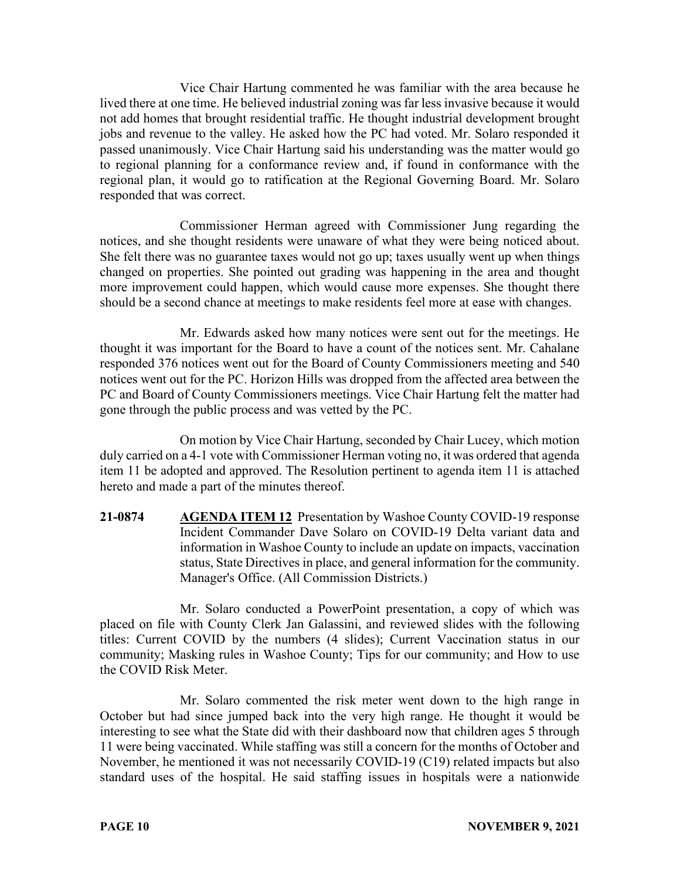Vice Chair Hartung commented he was familiar with the area because he lived there at one time. He believed industrial zoning was far less invasive because it would not add homes that brought residential traffic. He thought industrial development brought jobs and revenue to the valley. He asked how the PC had voted. Mr. Solaro responded it passed unanimously. Vice Chair Hartung said his understanding was the matter would go to regional planning for a conformance review and, if found in conformance with the regional plan, it would go to ratification at the Regional Governing Board. Mr. Solaro responded that was correct.

Commissioner Herman agreed with Commissioner Jung regarding the notices, and she thought residents were unaware of what they were being noticed about. She felt there was no guarantee taxes would not go up; taxes usually went up when things changed on properties. She pointed out grading was happening in the area and thought more improvement could happen, which would cause more expenses. She thought there should be a second chance at meetings to make residents feel more at ease with changes.

Mr. Edwards asked how many notices were sent out for the meetings. He thought it was important for the Board to have a count of the notices sent. Mr. Cahalane responded 376 notices went out for the Board of County Commissioners meeting and 540 notices went out for the PC. Horizon Hills was dropped from the affected area between the PC and Board of County Commissioners meetings. Vice Chair Hartung felt the matter had gone through the public process and was vetted by the PC.

On motion by Vice Chair Hartung, seconded by Chair Lucey, which motion duly carried on a 4-1 vote with Commissioner Herman voting no, it was ordered that agenda item 11 be adopted and approved. The Resolution pertinent to agenda item 11 is attached hereto and made a part of the minutes thereof.

**21-0874** **AGENDA ITEM 12** Presentation by Washoe County COVID-19 response Incident Commander Dave Solaro on COVID-19 Delta variant data and information in Washoe County to include an update on impacts, vaccination status, State Directives in place, and general information for the community. Manager's Office. (All Commission Districts.)

Mr. Solaro conducted a PowerPoint presentation, a copy of which was placed on file with County Clerk Jan Galassini, and reviewed slides with the following titles: Current COVID by the numbers (4 slides); Current Vaccination status in our community; Masking rules in Washoe County; Tips for our community; and How to use the COVID Risk Meter.

Mr. Solaro commented the risk meter went down to the high range in October but had since jumped back into the very high range. He thought it would be interesting to see what the State did with their dashboard now that children ages 5 through 11 were being vaccinated. While staffing was still a concern for the months of October and November, he mentioned it was not necessarily COVID-19 (C19) related impacts but also standard uses of the hospital. He said staffing issues in hospitals were a nationwide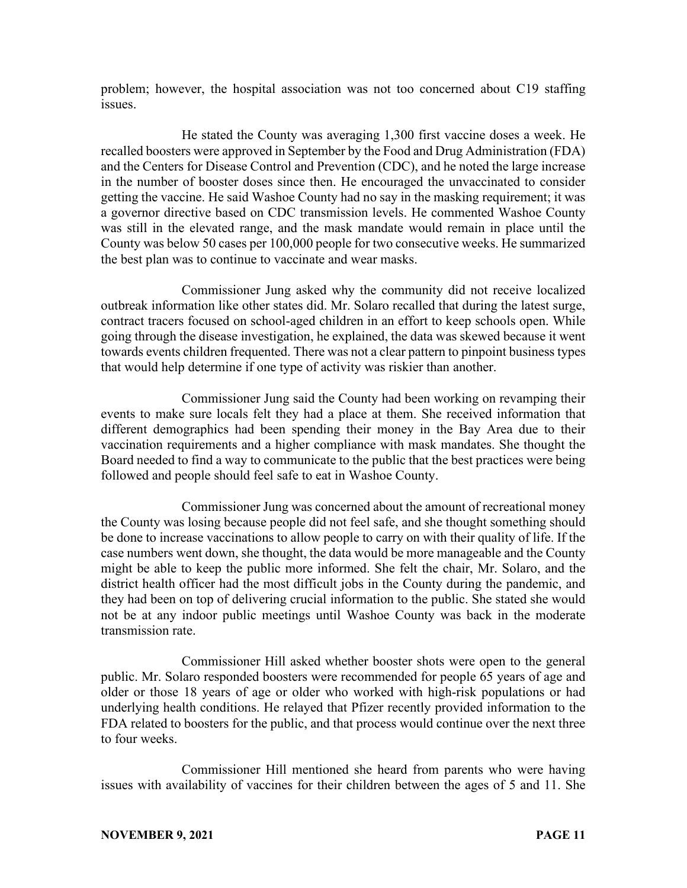problem; however, the hospital association was not too concerned about C19 staffing issues.

He stated the County was averaging 1,300 first vaccine doses a week. He recalled boosters were approved in September by the Food and Drug Administration (FDA) and the Centers for Disease Control and Prevention (CDC), and he noted the large increase in the number of booster doses since then. He encouraged the unvaccinated to consider getting the vaccine. He said Washoe County had no say in the masking requirement; it was a governor directive based on CDC transmission levels. He commented Washoe County was still in the elevated range, and the mask mandate would remain in place until the County was below 50 cases per 100,000 people for two consecutive weeks. He summarized the best plan was to continue to vaccinate and wear masks.

Commissioner Jung asked why the community did not receive localized outbreak information like other states did. Mr. Solaro recalled that during the latest surge, contract tracers focused on school-aged children in an effort to keep schools open. While going through the disease investigation, he explained, the data was skewed because it went towards events children frequented. There was not a clear pattern to pinpoint business types that would help determine if one type of activity was riskier than another.

Commissioner Jung said the County had been working on revamping their events to make sure locals felt they had a place at them. She received information that different demographics had been spending their money in the Bay Area due to their vaccination requirements and a higher compliance with mask mandates. She thought the Board needed to find a way to communicate to the public that the best practices were being followed and people should feel safe to eat in Washoe County.

Commissioner Jung was concerned about the amount of recreational money the County was losing because people did not feel safe, and she thought something should be done to increase vaccinations to allow people to carry on with their quality of life. If the case numbers went down, she thought, the data would be more manageable and the County might be able to keep the public more informed. She felt the chair, Mr. Solaro, and the district health officer had the most difficult jobs in the County during the pandemic, and they had been on top of delivering crucial information to the public. She stated she would not be at any indoor public meetings until Washoe County was back in the moderate transmission rate.

Commissioner Hill asked whether booster shots were open to the general public. Mr. Solaro responded boosters were recommended for people 65 years of age and older or those 18 years of age or older who worked with high-risk populations or had underlying health conditions. He relayed that Pfizer recently provided information to the FDA related to boosters for the public, and that process would continue over the next three to four weeks.

Commissioner Hill mentioned she heard from parents who were having issues with availability of vaccines for their children between the ages of 5 and 11. She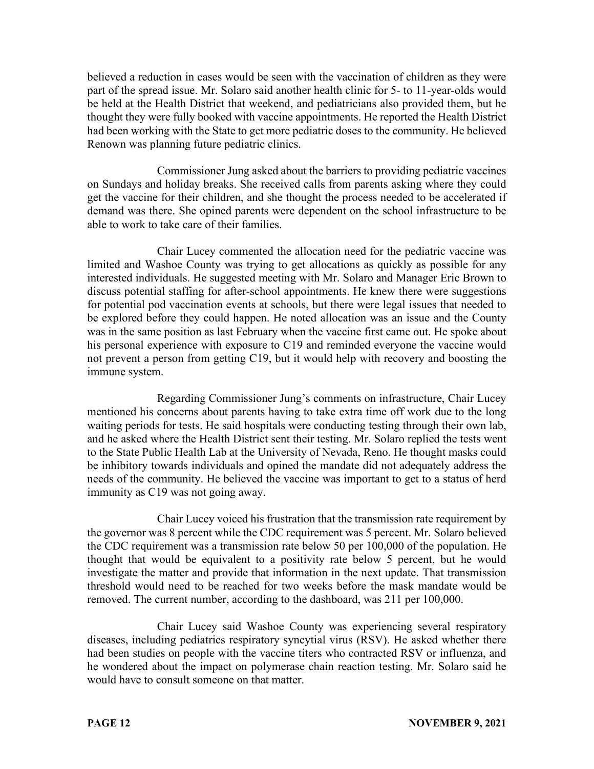believed a reduction in cases would be seen with the vaccination of children as they were part of the spread issue. Mr. Solaro said another health clinic for 5- to 11-year-olds would be held at the Health District that weekend, and pediatricians also provided them, but he thought they were fully booked with vaccine appointments. He reported the Health District had been working with the State to get more pediatric doses to the community. He believed Renown was planning future pediatric clinics.

Commissioner Jung asked about the barriers to providing pediatric vaccines on Sundays and holiday breaks. She received calls from parents asking where they could get the vaccine for their children, and she thought the process needed to be accelerated if demand was there. She opined parents were dependent on the school infrastructure to be able to work to take care of their families.

Chair Lucey commented the allocation need for the pediatric vaccine was limited and Washoe County was trying to get allocations as quickly as possible for any interested individuals. He suggested meeting with Mr. Solaro and Manager Eric Brown to discuss potential staffing for after-school appointments. He knew there were suggestions for potential pod vaccination events at schools, but there were legal issues that needed to be explored before they could happen. He noted allocation was an issue and the County was in the same position as last February when the vaccine first came out. He spoke about his personal experience with exposure to C19 and reminded everyone the vaccine would not prevent a person from getting C19, but it would help with recovery and boosting the immune system.

Regarding Commissioner Jung's comments on infrastructure, Chair Lucey mentioned his concerns about parents having to take extra time off work due to the long waiting periods for tests. He said hospitals were conducting testing through their own lab, and he asked where the Health District sent their testing. Mr. Solaro replied the tests went to the State Public Health Lab at the University of Nevada, Reno. He thought masks could be inhibitory towards individuals and opined the mandate did not adequately address the needs of the community. He believed the vaccine was important to get to a status of herd immunity as C19 was not going away.

Chair Lucey voiced his frustration that the transmission rate requirement by the governor was 8 percent while the CDC requirement was 5 percent. Mr. Solaro believed the CDC requirement was a transmission rate below 50 per 100,000 of the population. He thought that would be equivalent to a positivity rate below 5 percent, but he would investigate the matter and provide that information in the next update. That transmission threshold would need to be reached for two weeks before the mask mandate would be removed. The current number, according to the dashboard, was 211 per 100,000.

Chair Lucey said Washoe County was experiencing several respiratory diseases, including pediatrics respiratory syncytial virus (RSV). He asked whether there had been studies on people with the vaccine titers who contracted RSV or influenza, and he wondered about the impact on polymerase chain reaction testing. Mr. Solaro said he would have to consult someone on that matter.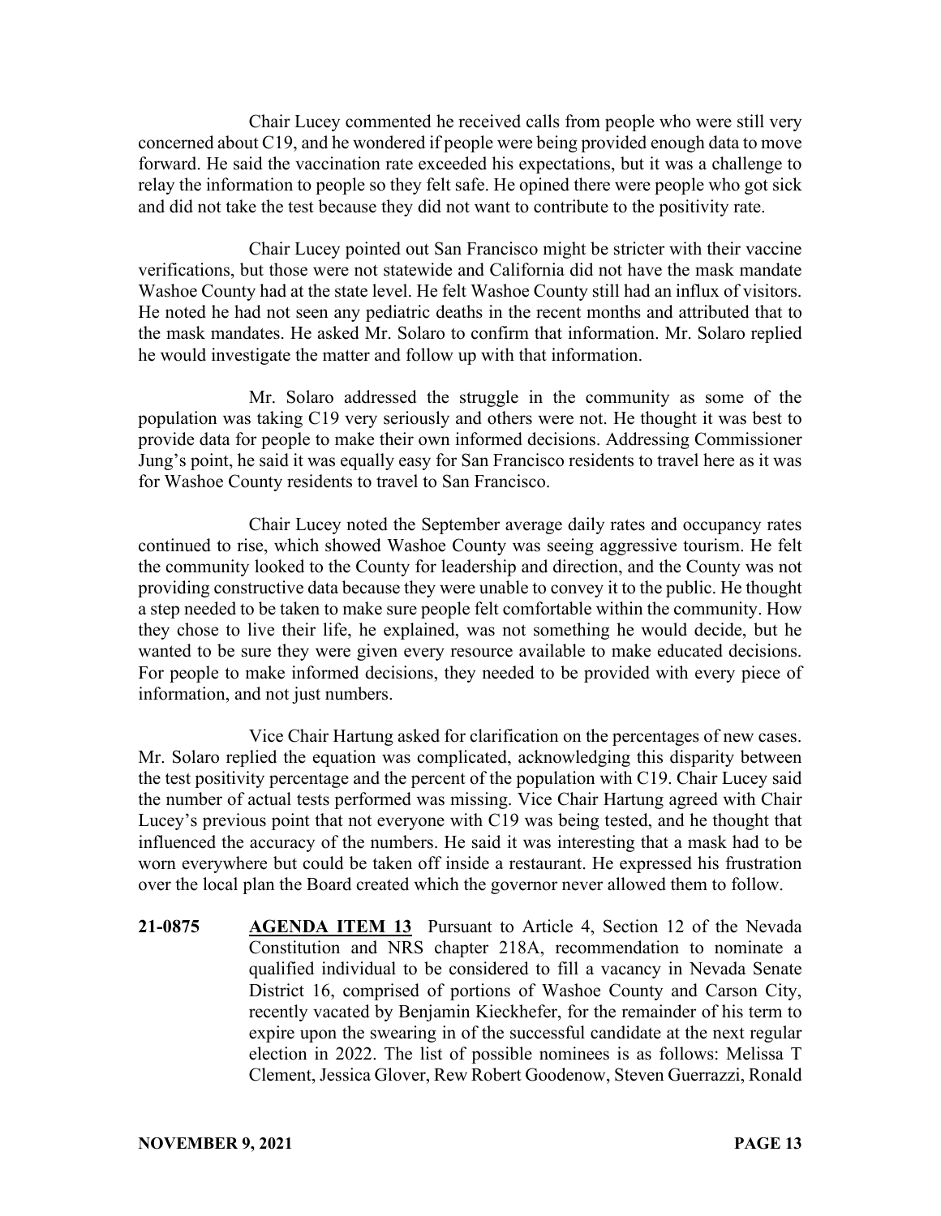Chair Lucey commented he received calls from people who were still very concerned about C19, and he wondered if people were being provided enough data to move forward. He said the vaccination rate exceeded his expectations, but it was a challenge to relay the information to people so they felt safe. He opined there were people who got sick and did not take the test because they did not want to contribute to the positivity rate.

Chair Lucey pointed out San Francisco might be stricter with their vaccine verifications, but those were not statewide and California did not have the mask mandate Washoe County had at the state level. He felt Washoe County still had an influx of visitors. He noted he had not seen any pediatric deaths in the recent months and attributed that to the mask mandates. He asked Mr. Solaro to confirm that information. Mr. Solaro replied he would investigate the matter and follow up with that information.

Mr. Solaro addressed the struggle in the community as some of the population was taking C19 very seriously and others were not. He thought it was best to provide data for people to make their own informed decisions. Addressing Commissioner Jung's point, he said it was equally easy for San Francisco residents to travel here as it was for Washoe County residents to travel to San Francisco.

Chair Lucey noted the September average daily rates and occupancy rates continued to rise, which showed Washoe County was seeing aggressive tourism. He felt the community looked to the County for leadership and direction, and the County was not providing constructive data because they were unable to convey it to the public. He thought a step needed to be taken to make sure people felt comfortable within the community. How they chose to live their life, he explained, was not something he would decide, but he wanted to be sure they were given every resource available to make educated decisions. For people to make informed decisions, they needed to be provided with every piece of information, and not just numbers.

Vice Chair Hartung asked for clarification on the percentages of new cases. Mr. Solaro replied the equation was complicated, acknowledging this disparity between the test positivity percentage and the percent of the population with C19. Chair Lucey said the number of actual tests performed was missing. Vice Chair Hartung agreed with Chair Lucey's previous point that not everyone with C19 was being tested, and he thought that influenced the accuracy of the numbers. He said it was interesting that a mask had to be worn everywhere but could be taken off inside a restaurant. He expressed his frustration over the local plan the Board created which the governor never allowed them to follow.

**21-0875** **AGENDA ITEM 13** Pursuant to Article 4, Section 12 of the Nevada Constitution and NRS chapter 218A, recommendation to nominate a qualified individual to be considered to fill a vacancy in Nevada Senate District 16, comprised of portions of Washoe County and Carson City, recently vacated by Benjamin Kieckhefer, for the remainder of his term to expire upon the swearing in of the successful candidate at the next regular election in 2022. The list of possible nominees is as follows: Melissa T Clement, Jessica Glover, Rew Robert Goodenow, Steven Guerrazzi, Ronald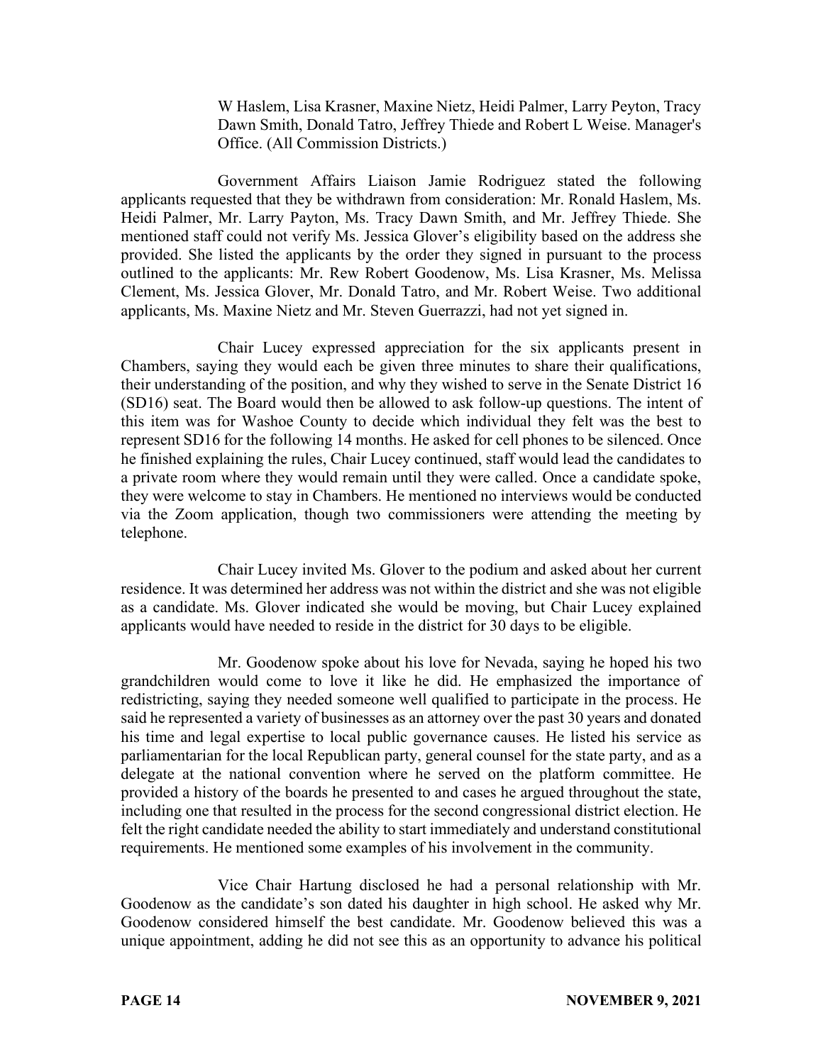W Haslem, Lisa Krasner, Maxine Nietz, Heidi Palmer, Larry Peyton, Tracy Dawn Smith, Donald Tatro, Jeffrey Thiede and Robert L Weise. Manager's Office. (All Commission Districts.)

Government Affairs Liaison Jamie Rodriguez stated the following applicants requested that they be withdrawn from consideration: Mr. Ronald Haslem, Ms. Heidi Palmer, Mr. Larry Payton, Ms. Tracy Dawn Smith, and Mr. Jeffrey Thiede. She mentioned staff could not verify Ms. Jessica Glover's eligibility based on the address she provided. She listed the applicants by the order they signed in pursuant to the process outlined to the applicants: Mr. Rew Robert Goodenow, Ms. Lisa Krasner, Ms. Melissa Clement, Ms. Jessica Glover, Mr. Donald Tatro, and Mr. Robert Weise. Two additional applicants, Ms. Maxine Nietz and Mr. Steven Guerrazzi, had not yet signed in.

Chair Lucey expressed appreciation for the six applicants present in Chambers, saying they would each be given three minutes to share their qualifications, their understanding of the position, and why they wished to serve in the Senate District 16 (SD16) seat. The Board would then be allowed to ask follow-up questions. The intent of this item was for Washoe County to decide which individual they felt was the best to represent SD16 for the following 14 months. He asked for cell phones to be silenced. Once he finished explaining the rules, Chair Lucey continued, staff would lead the candidates to a private room where they would remain until they were called. Once a candidate spoke, they were welcome to stay in Chambers. He mentioned no interviews would be conducted via the Zoom application, though two commissioners were attending the meeting by telephone.

Chair Lucey invited Ms. Glover to the podium and asked about her current residence. It was determined her address was not within the district and she was not eligible as a candidate. Ms. Glover indicated she would be moving, but Chair Lucey explained applicants would have needed to reside in the district for 30 days to be eligible.

Mr. Goodenow spoke about his love for Nevada, saying he hoped his two grandchildren would come to love it like he did. He emphasized the importance of redistricting, saying they needed someone well qualified to participate in the process. He said he represented a variety of businesses as an attorney over the past 30 years and donated his time and legal expertise to local public governance causes. He listed his service as parliamentarian for the local Republican party, general counsel for the state party, and as a delegate at the national convention where he served on the platform committee. He provided a history of the boards he presented to and cases he argued throughout the state, including one that resulted in the process for the second congressional district election. He felt the right candidate needed the ability to start immediately and understand constitutional requirements. He mentioned some examples of his involvement in the community.

Vice Chair Hartung disclosed he had a personal relationship with Mr. Goodenow as the candidate's son dated his daughter in high school. He asked why Mr. Goodenow considered himself the best candidate. Mr. Goodenow believed this was a unique appointment, adding he did not see this as an opportunity to advance his political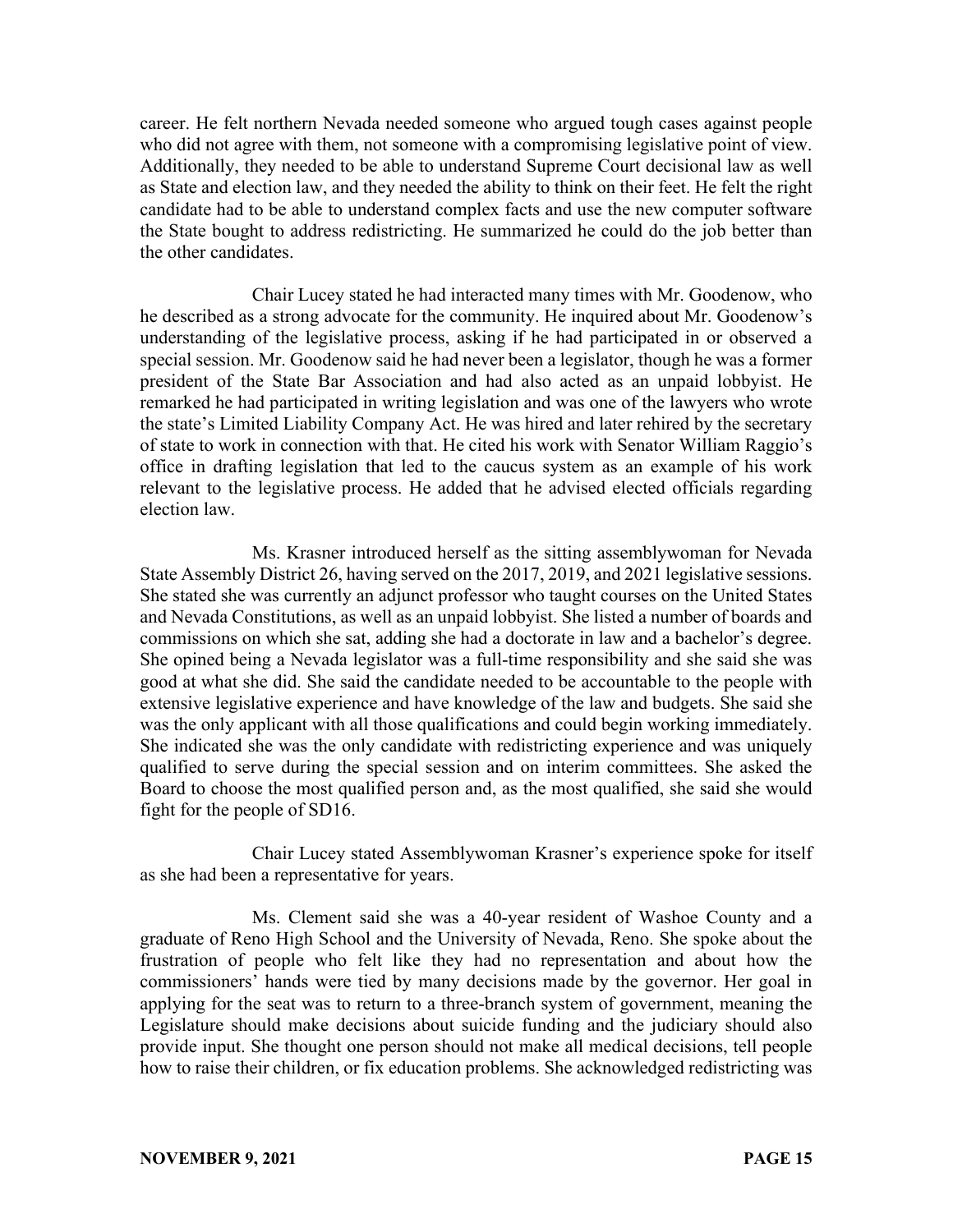career. He felt northern Nevada needed someone who argued tough cases against people who did not agree with them, not someone with a compromising legislative point of view. Additionally, they needed to be able to understand Supreme Court decisional law as well as State and election law, and they needed the ability to think on their feet. He felt the right candidate had to be able to understand complex facts and use the new computer software the State bought to address redistricting. He summarized he could do the job better than the other candidates.

Chair Lucey stated he had interacted many times with Mr. Goodenow, who he described as a strong advocate for the community. He inquired about Mr. Goodenow's understanding of the legislative process, asking if he had participated in or observed a special session. Mr. Goodenow said he had never been a legislator, though he was a former president of the State Bar Association and had also acted as an unpaid lobbyist. He remarked he had participated in writing legislation and was one of the lawyers who wrote the state's Limited Liability Company Act. He was hired and later rehired by the secretary of state to work in connection with that. He cited his work with Senator William Raggio's office in drafting legislation that led to the caucus system as an example of his work relevant to the legislative process. He added that he advised elected officials regarding election law.

Ms. Krasner introduced herself as the sitting assemblywoman for Nevada State Assembly District 26, having served on the 2017, 2019, and 2021 legislative sessions. She stated she was currently an adjunct professor who taught courses on the United States and Nevada Constitutions, as well as an unpaid lobbyist. She listed a number of boards and commissions on which she sat, adding she had a doctorate in law and a bachelor's degree. She opined being a Nevada legislator was a full-time responsibility and she said she was good at what she did. She said the candidate needed to be accountable to the people with extensive legislative experience and have knowledge of the law and budgets. She said she was the only applicant with all those qualifications and could begin working immediately. She indicated she was the only candidate with redistricting experience and was uniquely qualified to serve during the special session and on interim committees. She asked the Board to choose the most qualified person and, as the most qualified, she said she would fight for the people of SD16.

Chair Lucey stated Assemblywoman Krasner's experience spoke for itself as she had been a representative for years.

Ms. Clement said she was a 40-year resident of Washoe County and a graduate of Reno High School and the University of Nevada, Reno. She spoke about the frustration of people who felt like they had no representation and about how the commissioners' hands were tied by many decisions made by the governor. Her goal in applying for the seat was to return to a three-branch system of government, meaning the Legislature should make decisions about suicide funding and the judiciary should also provide input. She thought one person should not make all medical decisions, tell people how to raise their children, or fix education problems. She acknowledged redistricting was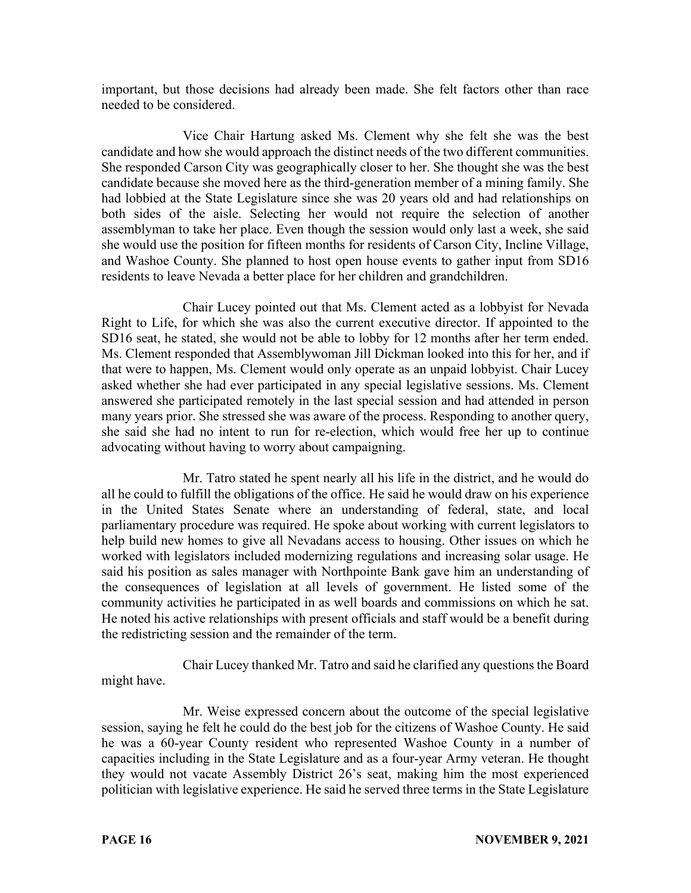important, but those decisions had already been made. She felt factors other than race needed to be considered.

Vice Chair Hartung asked Ms. Clement why she felt she was the best candidate and how she would approach the distinct needs of the two different communities. She responded Carson City was geographically closer to her. She thought she was the best candidate because she moved here as the third-generation member of a mining family. She had lobbied at the State Legislature since she was 20 years old and had relationships on both sides of the aisle. Selecting her would not require the selection of another assemblyman to take her place. Even though the session would only last a week, she said she would use the position for fifteen months for residents of Carson City, Incline Village, and Washoe County. She planned to host open house events to gather input from SD16 residents to leave Nevada a better place for her children and grandchildren.

Chair Lucey pointed out that Ms. Clement acted as a lobbyist for Nevada Right to Life, for which she was also the current executive director. If appointed to the SD16 seat, he stated, she would not be able to lobby for 12 months after her term ended. Ms. Clement responded that Assemblywoman Jill Dickman looked into this for her, and if that were to happen, Ms. Clement would only operate as an unpaid lobbyist. Chair Lucey asked whether she had ever participated in any special legislative sessions. Ms. Clement answered she participated remotely in the last special session and had attended in person many years prior. She stressed she was aware of the process. Responding to another query, she said she had no intent to run for re-election, which would free her up to continue advocating without having to worry about campaigning.

Mr. Tatro stated he spent nearly all his life in the district, and he would do all he could to fulfill the obligations of the office. He said he would draw on his experience in the United States Senate where an understanding of federal, state, and local parliamentary procedure was required. He spoke about working with current legislators to help build new homes to give all Nevadans access to housing. Other issues on which he worked with legislators included modernizing regulations and increasing solar usage. He said his position as sales manager with Northpointe Bank gave him an understanding of the consequences of legislation at all levels of government. He listed some of the community activities he participated in as well boards and commissions on which he sat. He noted his active relationships with present officials and staff would be a benefit during the redistricting session and the remainder of the term.

Chair Lucey thanked Mr. Tatro and said he clarified any questions the Board might have.

Mr. Weise expressed concern about the outcome of the special legislative session, saying he felt he could do the best job for the citizens of Washoe County. He said he was a 60-year County resident who represented Washoe County in a number of capacities including in the State Legislature and as a four-year Army veteran. He thought they would not vacate Assembly District 26's seat, making him the most experienced politician with legislative experience. He said he served three terms in the State Legislature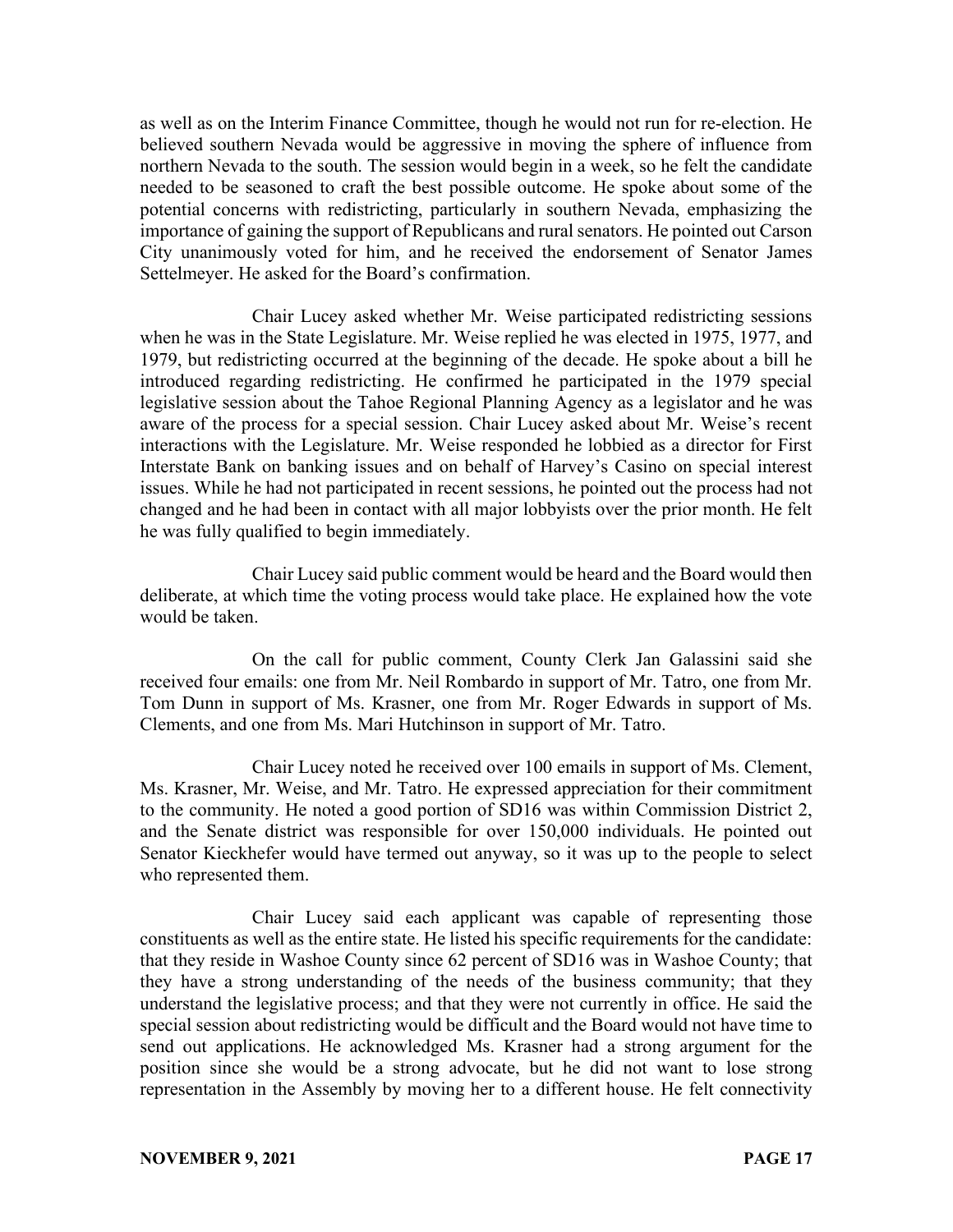as well as on the Interim Finance Committee, though he would not run for re-election. He believed southern Nevada would be aggressive in moving the sphere of influence from northern Nevada to the south. The session would begin in a week, so he felt the candidate needed to be seasoned to craft the best possible outcome. He spoke about some of the potential concerns with redistricting, particularly in southern Nevada, emphasizing the importance of gaining the support of Republicans and rural senators. He pointed out Carson City unanimously voted for him, and he received the endorsement of Senator James Settelmeyer. He asked for the Board's confirmation.

Chair Lucey asked whether Mr. Weise participated redistricting sessions when he was in the State Legislature. Mr. Weise replied he was elected in 1975, 1977, and 1979, but redistricting occurred at the beginning of the decade. He spoke about a bill he introduced regarding redistricting. He confirmed he participated in the 1979 special legislative session about the Tahoe Regional Planning Agency as a legislator and he was aware of the process for a special session. Chair Lucey asked about Mr. Weise's recent interactions with the Legislature. Mr. Weise responded he lobbied as a director for First Interstate Bank on banking issues and on behalf of Harvey's Casino on special interest issues. While he had not participated in recent sessions, he pointed out the process had not changed and he had been in contact with all major lobbyists over the prior month. He felt he was fully qualified to begin immediately.

Chair Lucey said public comment would be heard and the Board would then deliberate, at which time the voting process would take place. He explained how the vote would be taken.

On the call for public comment, County Clerk Jan Galassini said she received four emails: one from Mr. Neil Rombardo in support of Mr. Tatro, one from Mr. Tom Dunn in support of Ms. Krasner, one from Mr. Roger Edwards in support of Ms. Clements, and one from Ms. Mari Hutchinson in support of Mr. Tatro.

Chair Lucey noted he received over 100 emails in support of Ms. Clement, Ms. Krasner, Mr. Weise, and Mr. Tatro. He expressed appreciation for their commitment to the community. He noted a good portion of SD16 was within Commission District 2, and the Senate district was responsible for over 150,000 individuals. He pointed out Senator Kieckhefer would have termed out anyway, so it was up to the people to select who represented them.

Chair Lucey said each applicant was capable of representing those constituents as well as the entire state. He listed his specific requirements for the candidate: that they reside in Washoe County since 62 percent of SD16 was in Washoe County; that they have a strong understanding of the needs of the business community; that they understand the legislative process; and that they were not currently in office. He said the special session about redistricting would be difficult and the Board would not have time to send out applications. He acknowledged Ms. Krasner had a strong argument for the position since she would be a strong advocate, but he did not want to lose strong representation in the Assembly by moving her to a different house. He felt connectivity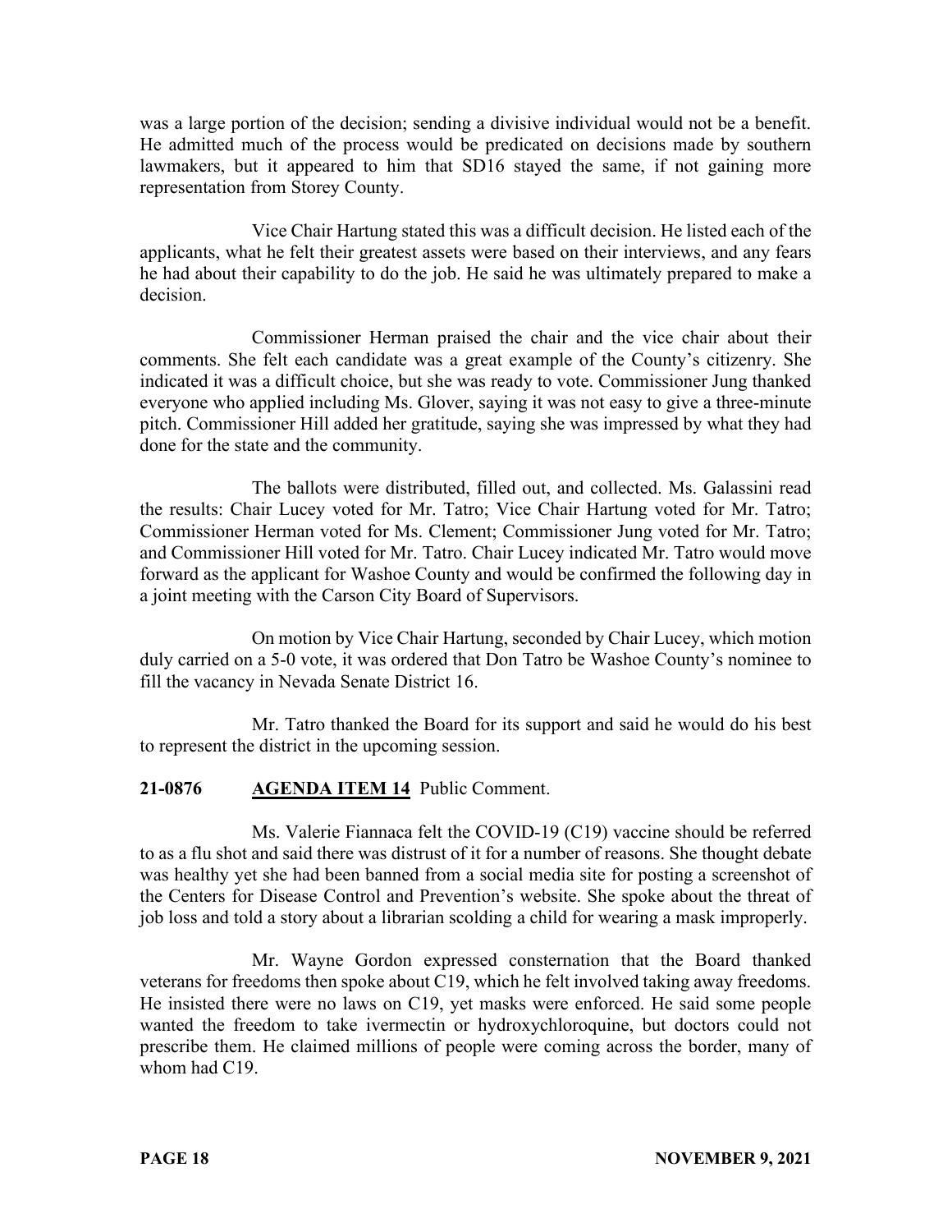was a large portion of the decision; sending a divisive individual would not be a benefit. He admitted much of the process would be predicated on decisions made by southern lawmakers, but it appeared to him that SD16 stayed the same, if not gaining more representation from Storey County.

Vice Chair Hartung stated this was a difficult decision. He listed each of the applicants, what he felt their greatest assets were based on their interviews, and any fears he had about their capability to do the job. He said he was ultimately prepared to make a decision.

Commissioner Herman praised the chair and the vice chair about their comments. She felt each candidate was a great example of the County's citizenry. She indicated it was a difficult choice, but she was ready to vote. Commissioner Jung thanked everyone who applied including Ms. Glover, saying it was not easy to give a three-minute pitch. Commissioner Hill added her gratitude, saying she was impressed by what they had done for the state and the community.

The ballots were distributed, filled out, and collected. Ms. Galassini read the results: Chair Lucey voted for Mr. Tatro; Vice Chair Hartung voted for Mr. Tatro; Commissioner Herman voted for Ms. Clement; Commissioner Jung voted for Mr. Tatro; and Commissioner Hill voted for Mr. Tatro. Chair Lucey indicated Mr. Tatro would move forward as the applicant for Washoe County and would be confirmed the following day in a joint meeting with the Carson City Board of Supervisors.

On motion by Vice Chair Hartung, seconded by Chair Lucey, which motion duly carried on a 5-0 vote, it was ordered that Don Tatro be Washoe County's nominee to fill the vacancy in Nevada Senate District 16.

Mr. Tatro thanked the Board for its support and said he would do his best to represent the district in the upcoming session.

**21-0876 AGENDA ITEM 14** Public Comment.

Ms. Valerie Fiannaca felt the COVID-19 (C19) vaccine should be referred to as a flu shot and said there was distrust of it for a number of reasons. She thought debate was healthy yet she had been banned from a social media site for posting a screenshot of the Centers for Disease Control and Prevention's website. She spoke about the threat of job loss and told a story about a librarian scolding a child for wearing a mask improperly.

Mr. Wayne Gordon expressed consternation that the Board thanked veterans for freedoms then spoke about C19, which he felt involved taking away freedoms. He insisted there were no laws on C19, yet masks were enforced. He said some people wanted the freedom to take ivermectin or hydroxychloroquine, but doctors could not prescribe them. He claimed millions of people were coming across the border, many of whom had C19.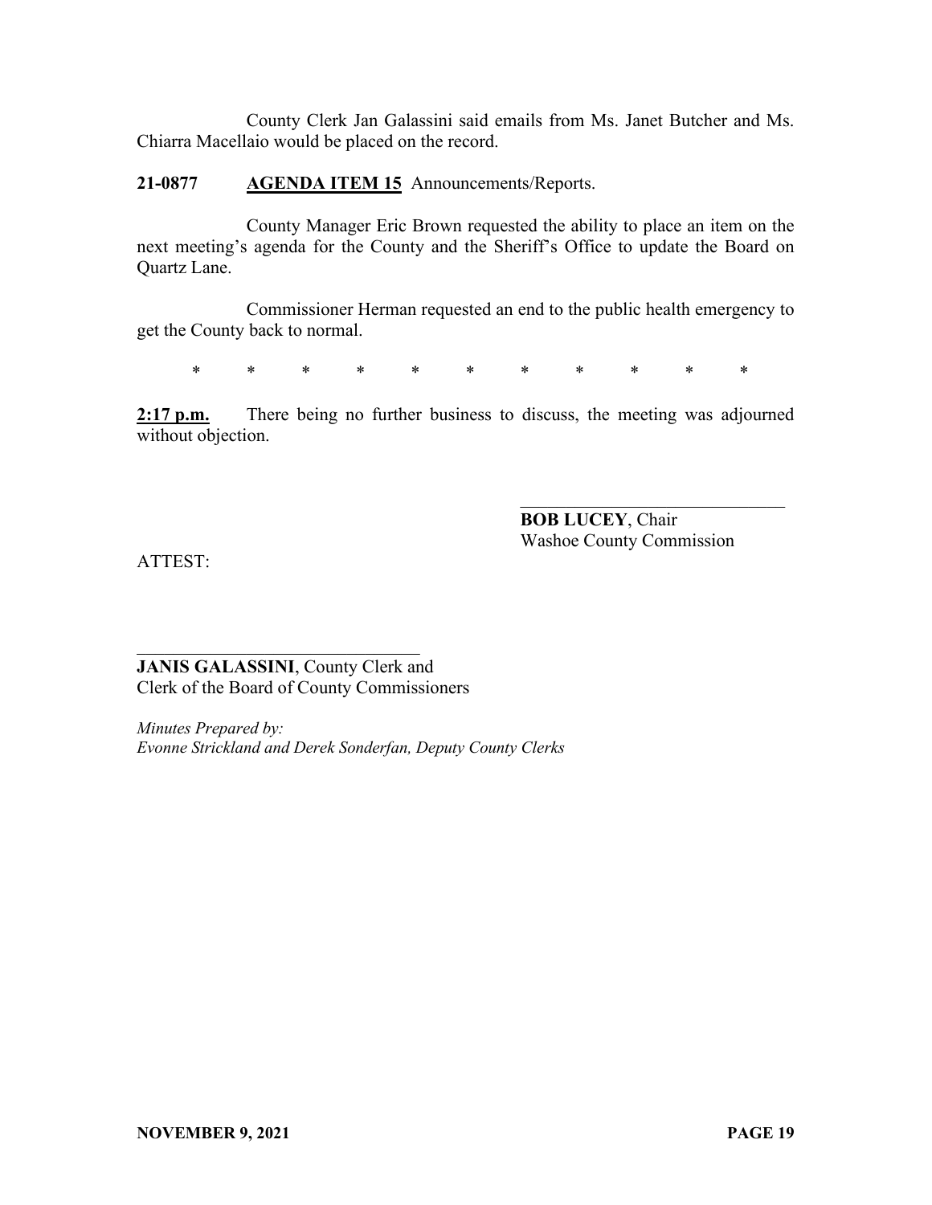County Clerk Jan Galassini said emails from Ms. Janet Butcher and Ms. Chiarra Macellaio would be placed on the record.

**21-0877** **AGENDA ITEM 15** Announcements/Reports.

County Manager Eric Brown requested the ability to place an item on the next meeting's agenda for the County and the Sheriff's Office to update the Board on Quartz Lane.

Commissioner Herman requested an end to the public health emergency to get the County back to normal.

\* \* \* \* \* \* \* \* \* \* \*

**2:17 p.m.** There being no further business to discuss, the meeting was adjourned without objection.

\_\_\_\_\_\_\_\_\_\_\_\_\_\_\_\_\_\_\_\_\_\_\_\_\_\_\_\_\_\_
**BOB LUCEY**, Chair
Washoe County Commission

ATTEST:

\_\_\_\_\_\_\_\_\_\_\_\_\_\_\_\_\_\_\_\_\_\_\_\_\_\_\_\_\_\_
**JANIS GALASSINI**, County Clerk and
Clerk of the Board of County Commissioners

*Minutes Prepared by:*
*Evonne Strickland and Derek Sonderfan, Deputy County Clerks*